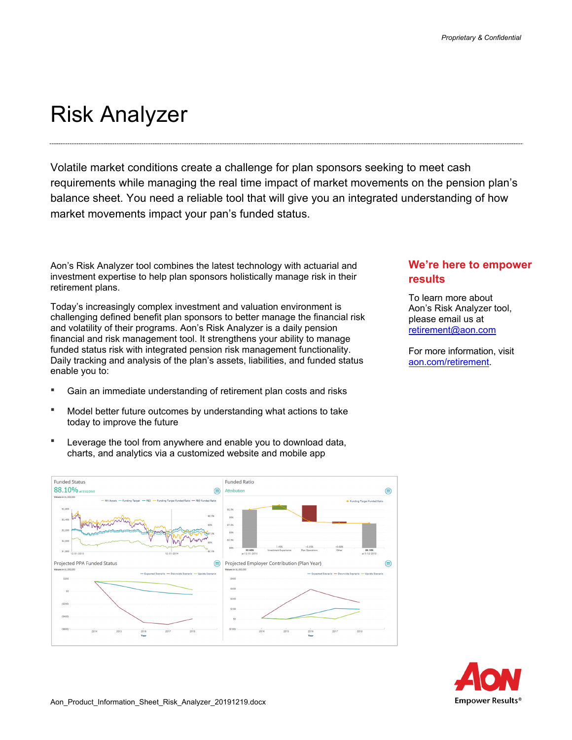# Risk Analyzer

Volatile market conditions create a challenge for plan sponsors seeking to meet cash requirements while managing the real time impact of market movements on the pension plan's balance sheet. You need a reliable tool that will give you an integrated understanding of how market movements impact your pan's funded status.

Aon's Risk Analyzer tool combines the latest technology with actuarial and investment expertise to help plan sponsors holistically manage risk in their retirement plans.

Today's increasingly complex investment and valuation environment is challenging defined benefit plan sponsors to better manage the financial risk and volatility of their programs. Aon's Risk Analyzer is a daily pension financial and risk management tool. It strengthens your ability to manage funded status risk with integrated pension risk management functionality. Daily tracking and analysis of the plan's assets, liabilities, and funded status enable you to:

- Gain an immediate understanding of retirement plan costs and risks
- Model better future outcomes by understanding what actions to take today to improve the future
- Leverage the tool from anywhere and enable you to download data, charts, and analytics via a customized website and mobile app

## We're here to empower results

To learn more about Aon's Risk Analyzer tool, please email us at [retirement@aon.com](mailto:retirement@aon.com)

For more information, visit [aon.com/retirement](https://aon.com/retirement).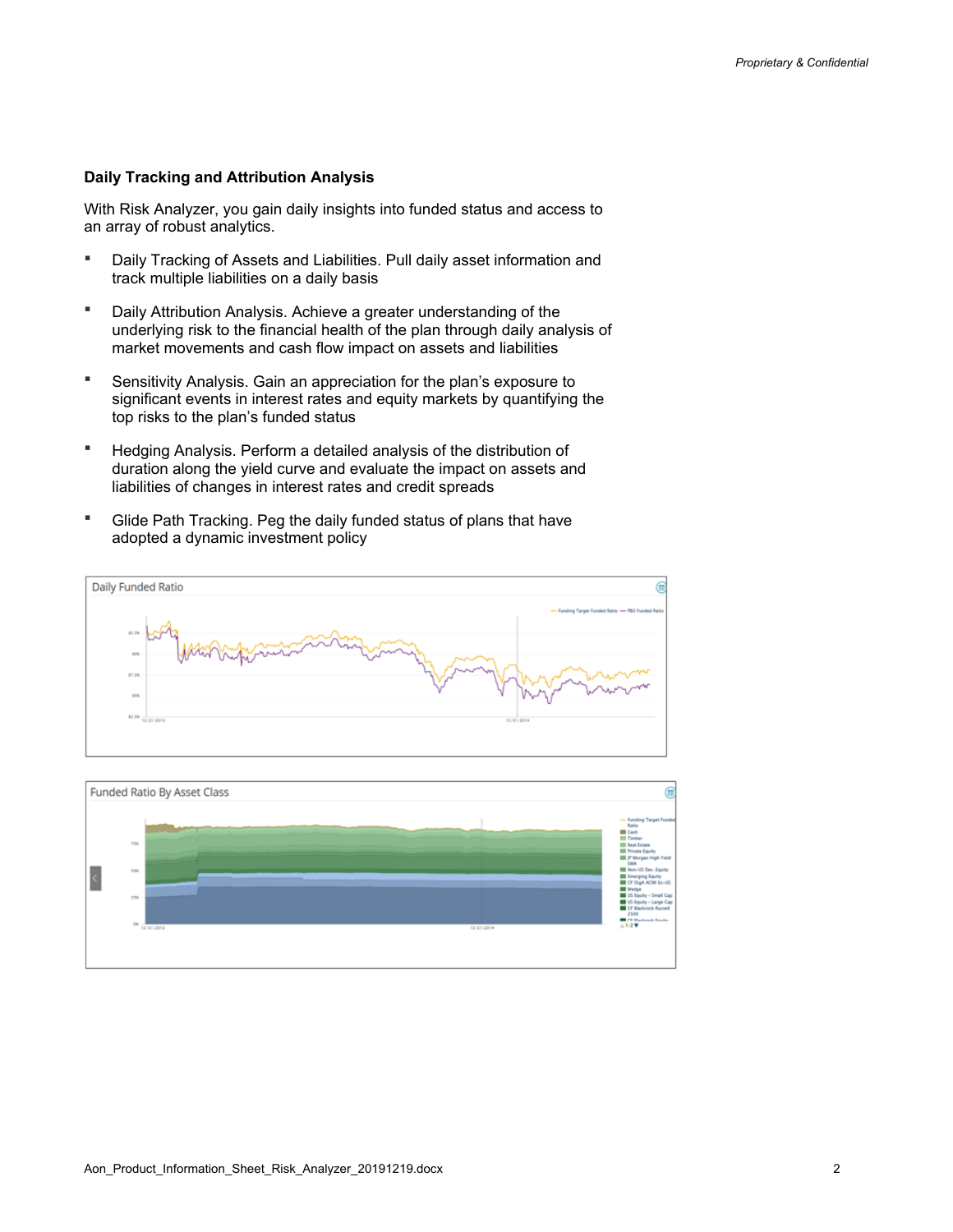**Daily Tracking and Attribution Analysis**

With Risk Analyzer, you gain daily insights into funded status and access to an array of robust analytics.

- Daily Tracking of Assets and Liabilities. Pull daily asset information and track multiple liabilities on a daily basis
- Daily Attribution Analysis. Achieve a greater understanding of the underlying risk to the financial health of the plan through daily analysis of market movements and cash flow impact on assets and liabilities
- Sensitivity Analysis. Gain an appreciation for the plan's exposure to significant events in interest rates and equity markets by quantifying the top risks to the plan's funded status
- Hedging Analysis. Perform a detailed analysis of the distribution of duration along the yield curve and evaluate the impact on assets and liabilities of changes in interest rates and credit spreads
- Glide Path Tracking. Peg the daily funded status of plans that have adopted a dynamic investment policy

Daily Funded Ratio

Funded Ratio By Asset Class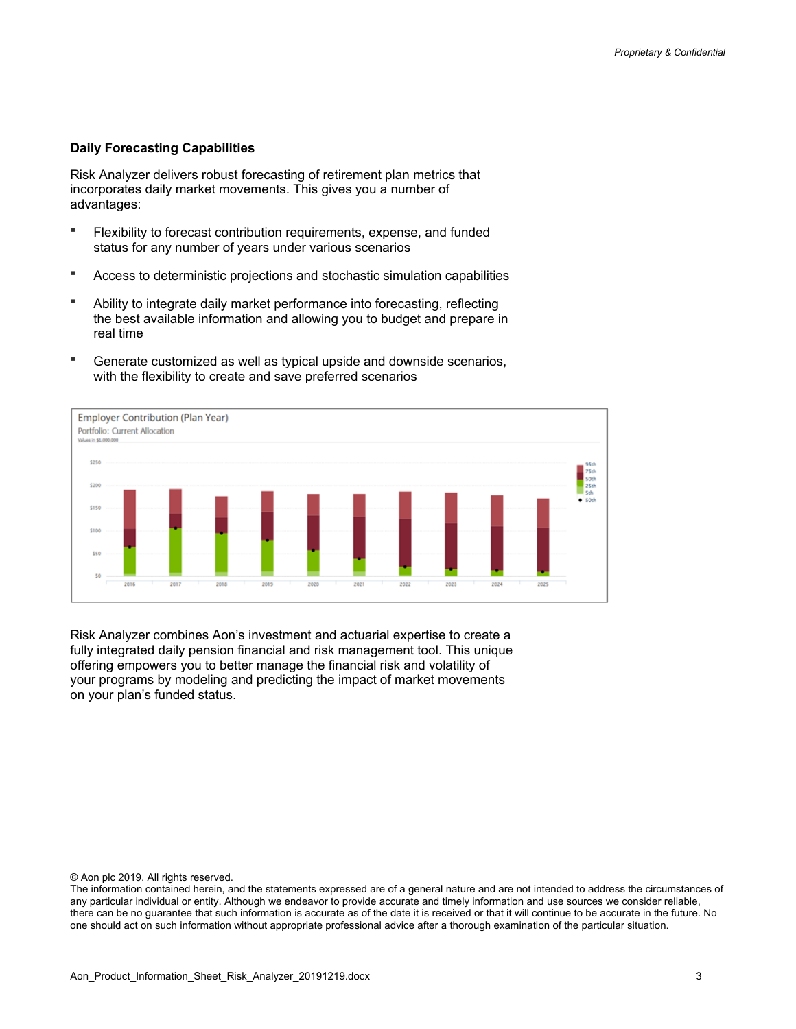**Daily Forecasting Capabilities**

Risk Analyzer delivers robust forecasting of retirement plan metrics that incorporates daily market movements. This gives you a number of advantages:

- Flexibility to forecast contribution requirements, expense, and funded status for any number of years under various scenarios
- Access to deterministic projections and stochastic simulation capabilities
- Ability to integrate daily market performance into forecasting, reflecting the best available information and allowing you to budget and prepare in real time
- Generate customized as well as typical upside and downside scenarios, with the flexibility to create and save preferred scenarios

Employer Contribution (Plan Year)
Portfolio: Current Allocation
Values in $1,000,000

$250
$200
$150
$100
$50
$0

2016 2017 2018 2019 2020 2021 2022 2023 2024 2025

95th
75th
50th
25th
5th
50th

Risk Analyzer combines Aon's investment and actuarial expertise to create a fully integrated daily pension financial and risk management tool. This unique offering empowers you to better manage the financial risk and volatility of your programs by modeling and predicting the impact of market movements on your plan's funded status.

© Aon plc 2019. All rights reserved.
The information contained herein, and the statements expressed are of a general nature and are not intended to address the circumstances of any particular individual or entity. Although we endeavor to provide accurate and timely information and use sources we consider reliable, there can be no guarantee that such information is accurate as of the date it is received or that it will continue to be accurate in the future. No one should act on such information without appropriate professional advice after a thorough examination of the particular situation.